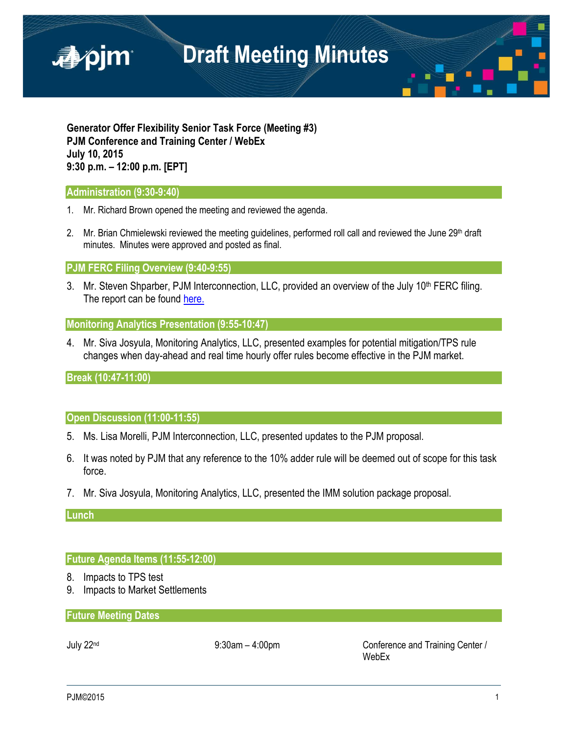# Draft Meeting Minutes

**Generator Offer Flexibility Senior Task Force (Meeting #3)**
**PJM Conference and Training Center / WebEx**
**July 10, 2015**
**9:30 p.m. – 12:00 p.m. [EPT]**

## Administration (9:30-9:40)

1. Mr. Richard Brown opened the meeting and reviewed the agenda.

2. Mr. Brian Chmielewski reviewed the meeting guidelines, performed roll call and reviewed the June 29th draft minutes. Minutes were approved and posted as final.

## PJM FERC Filing Overview (9:40-9:55)

3. Mr. Steven Shparber, PJM Interconnection, LLC, provided an overview of the July 10th FERC filing. The report can be found here.

## Monitoring Analytics Presentation (9:55-10:47)

4. Mr. Siva Josyula, Monitoring Analytics, LLC, presented examples for potential mitigation/TPS rule changes when day-ahead and real time hourly offer rules become effective in the PJM market.

## Break (10:47-11:00)

## Open Discussion (11:00-11:55)

5. Ms. Lisa Morelli, PJM Interconnection, LLC, presented updates to the PJM proposal.

6. It was noted by PJM that any reference to the 10% adder rule will be deemed out of scope for this task force.

7. Mr. Siva Josyula, Monitoring Analytics, LLC, presented the IMM solution package proposal.

## Lunch

## Future Agenda Items (11:55-12:00)

8. Impacts to TPS test
9. Impacts to Market Settlements

## Future Meeting Dates

| | | |
|---|---|---|
| July 22nd | 9:30am – 4:00pm | Conference and Training Center / WebEx |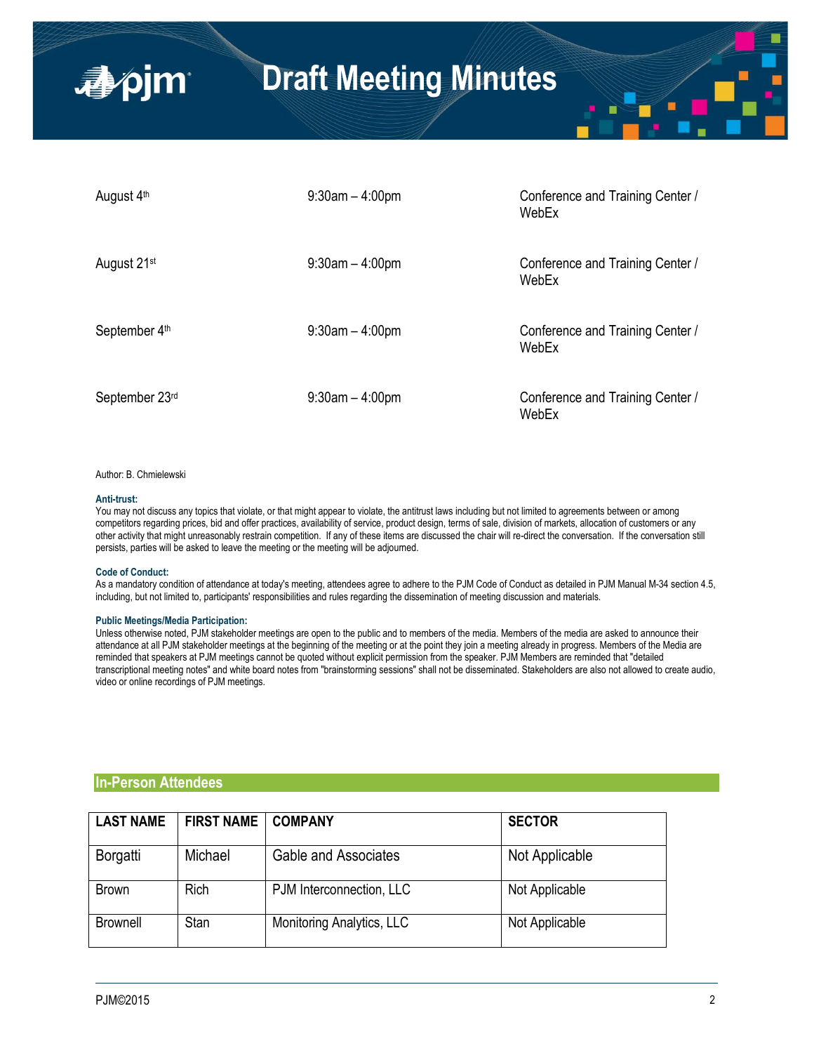| | | |
|---|---|---|
| August 4th | 9:30am – 4:00pm | Conference and Training Center / WebEx |
| August 21st | 9:30am – 4:00pm | Conference and Training Center / WebEx |
| September 4th | 9:30am – 4:00pm | Conference and Training Center / WebEx |
| September 23rd | 9:30am – 4:00pm | Conference and Training Center / WebEx |

Author: B. Chmielewski

**Anti-trust:**
You may not discuss any topics that violate, or that might appear to violate, the antitrust laws including but not limited to agreements between or among competitors regarding prices, bid and offer practices, availability of service, product design, terms of sale, division of markets, allocation of customers or any other activity that might unreasonably restrain competition. If any of these items are discussed the chair will re-direct the conversation. If the conversation still persists, parties will be asked to leave the meeting or the meeting will be adjourned.

**Code of Conduct:**
As a mandatory condition of attendance at today's meeting, attendees agree to adhere to the PJM Code of Conduct as detailed in PJM Manual M-34 section 4.5, including, but not limited to, participants' responsibilities and rules regarding the dissemination of meeting discussion and materials.

**Public Meetings/Media Participation:**
Unless otherwise noted, PJM stakeholder meetings are open to the public and to members of the media. Members of the media are asked to announce their attendance at all PJM stakeholder meetings at the beginning of the meeting or at the point they join a meeting already in progress. Members of the Media are reminded that speakers at PJM meetings cannot be quoted without explicit permission from the speaker. PJM Members are reminded that "detailed transcriptional meeting notes" and white board notes from "brainstorming sessions" shall not be disseminated. Stakeholders are also not allowed to create audio, video or online recordings of PJM meetings.

## In-Person Attendees

| LAST NAME | FIRST NAME | COMPANY | SECTOR |
|---|---|---|---|
| Borgatti | Michael | Gable and Associates | Not Applicable |
| Brown | Rich | PJM Interconnection, LLC | Not Applicable |
| Brownell | Stan | Monitoring Analytics, LLC | Not Applicable |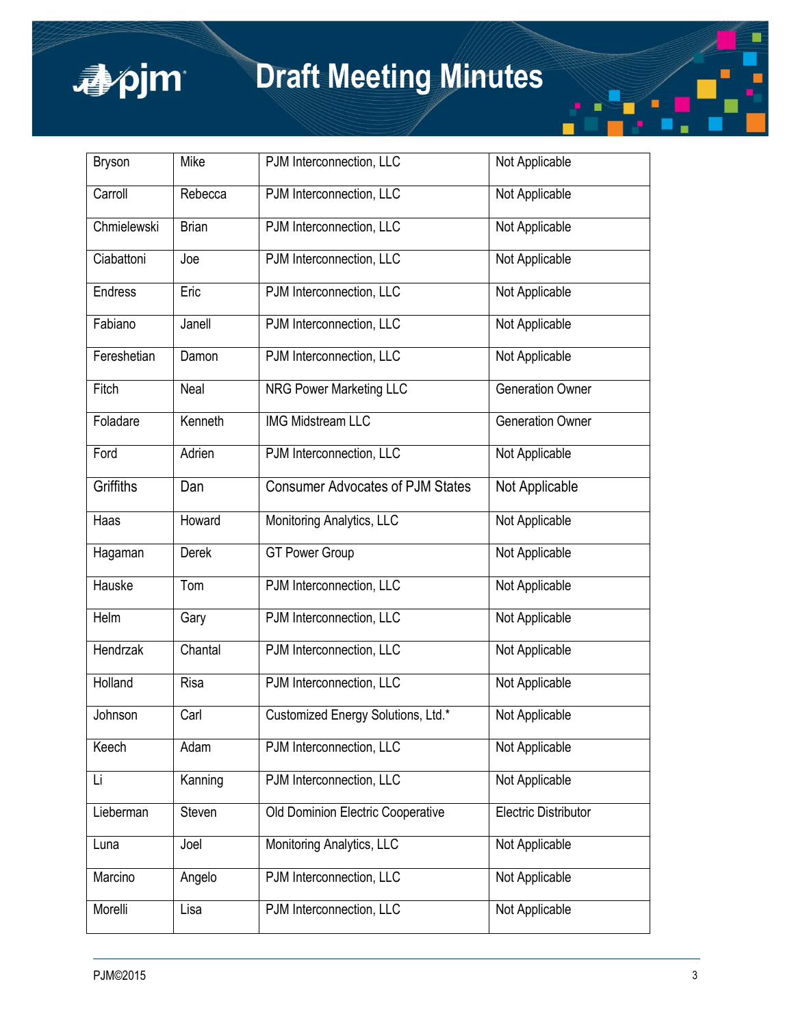| Bryson | Mike | PJM Interconnection, LLC | Not Applicable |
|---|---|---|---|
| Carroll | Rebecca | PJM Interconnection, LLC | Not Applicable |
| Chmielewski | Brian | PJM Interconnection, LLC | Not Applicable |
| Ciabattoni | Joe | PJM Interconnection, LLC | Not Applicable |
| Endress | Eric | PJM Interconnection, LLC | Not Applicable |
| Fabiano | Janell | PJM Interconnection, LLC | Not Applicable |
| Fereshetian | Damon | PJM Interconnection, LLC | Not Applicable |
| Fitch | Neal | NRG Power Marketing LLC | Generation Owner |
| Foladare | Kenneth | IMG Midstream LLC | Generation Owner |
| Ford | Adrien | PJM Interconnection, LLC | Not Applicable |
| Griffiths | Dan | Consumer Advocates of PJM States | Not Applicable |
| Haas | Howard | Monitoring Analytics, LLC | Not Applicable |
| Hagaman | Derek | GT Power Group | Not Applicable |
| Hauske | Tom | PJM Interconnection, LLC | Not Applicable |
| Helm | Gary | PJM Interconnection, LLC | Not Applicable |
| Hendrzak | Chantal | PJM Interconnection, LLC | Not Applicable |
| Holland | Risa | PJM Interconnection, LLC | Not Applicable |
| Johnson | Carl | Customized Energy Solutions, Ltd.* | Not Applicable |
| Keech | Adam | PJM Interconnection, LLC | Not Applicable |
| Li | Kanning | PJM Interconnection, LLC | Not Applicable |
| Lieberman | Steven | Old Dominion Electric Cooperative | Electric Distributor |
| Luna | Joel | Monitoring Analytics, LLC | Not Applicable |
| Marcino | Angelo | PJM Interconnection, LLC | Not Applicable |
| Morelli | Lisa | PJM Interconnection, LLC | Not Applicable |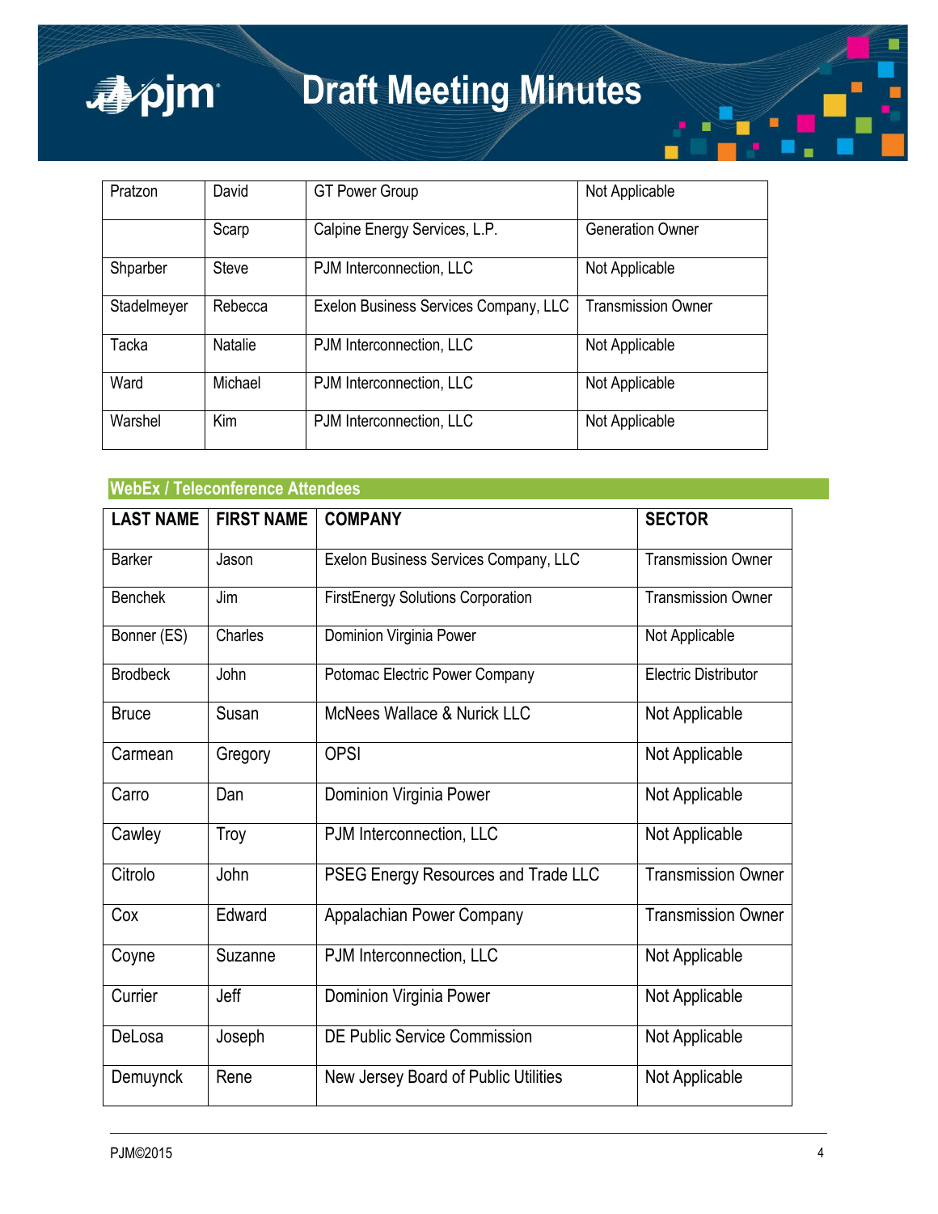| | | | |
|---|---|---|---|
| Pratzon | David | GT Power Group | Not Applicable |
| | Scarp | Calpine Energy Services, L.P. | Generation Owner |
| Shparber | Steve | PJM Interconnection, LLC | Not Applicable |
| Stadelmeyer | Rebecca | Exelon Business Services Company, LLC | Transmission Owner |
| Tacka | Natalie | PJM Interconnection, LLC | Not Applicable |
| Ward | Michael | PJM Interconnection, LLC | Not Applicable |
| Warshel | Kim | PJM Interconnection, LLC | Not Applicable |

## WebEx / Teleconference Attendees

| LAST NAME | FIRST NAME | COMPANY | SECTOR |
|---|---|---|---|
| Barker | Jason | Exelon Business Services Company, LLC | Transmission Owner |
| Benchek | Jim | FirstEnergy Solutions Corporation | Transmission Owner |
| Bonner (ES) | Charles | Dominion Virginia Power | Not Applicable |
| Brodbeck | John | Potomac Electric Power Company | Electric Distributor |
| Bruce | Susan | McNees Wallace & Nurick LLC | Not Applicable |
| Carmean | Gregory | OPSI | Not Applicable |
| Carro | Dan | Dominion Virginia Power | Not Applicable |
| Cawley | Troy | PJM Interconnection, LLC | Not Applicable |
| Citrolo | John | PSEG Energy Resources and Trade LLC | Transmission Owner |
| Cox | Edward | Appalachian Power Company | Transmission Owner |
| Coyne | Suzanne | PJM Interconnection, LLC | Not Applicable |
| Currier | Jeff | Dominion Virginia Power | Not Applicable |
| DeLosa | Joseph | DE Public Service Commission | Not Applicable |
| Demuynck | Rene | New Jersey Board of Public Utilities | Not Applicable |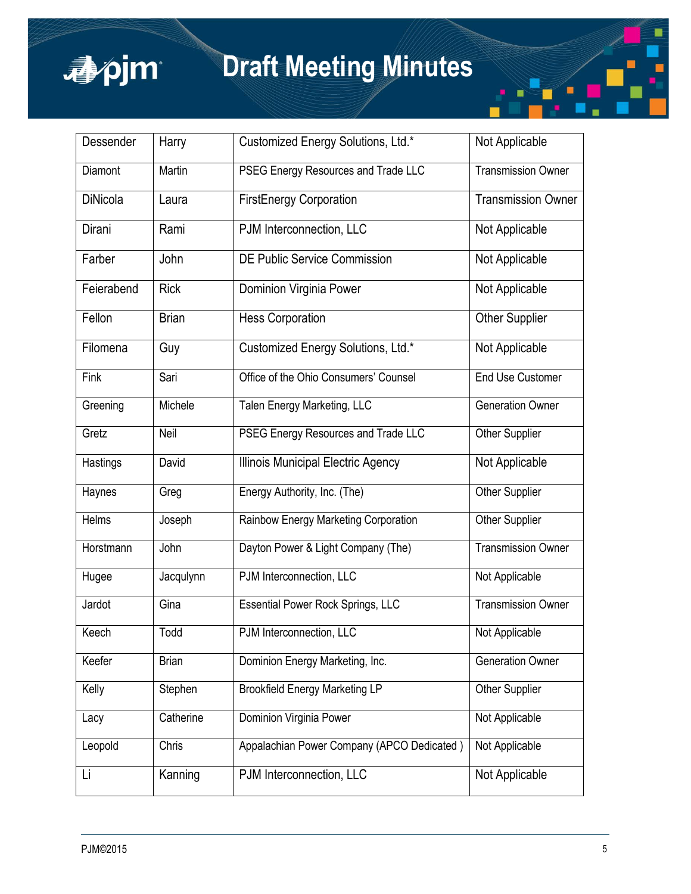| Dessender | Harry | Customized Energy Solutions, Ltd.* | Not Applicable |
|---|---|---|---|
| Diamont | Martin | PSEG Energy Resources and Trade LLC | Transmission Owner |
| DiNicola | Laura | FirstEnergy Corporation | Transmission Owner |
| Dirani | Rami | PJM Interconnection, LLC | Not Applicable |
| Farber | John | DE Public Service Commission | Not Applicable |
| Feierabend | Rick | Dominion Virginia Power | Not Applicable |
| Fellon | Brian | Hess Corporation | Other Supplier |
| Filomena | Guy | Customized Energy Solutions, Ltd.* | Not Applicable |
| Fink | Sari | Office of the Ohio Consumers' Counsel | End Use Customer |
| Greening | Michele | Talen Energy Marketing, LLC | Generation Owner |
| Gretz | Neil | PSEG Energy Resources and Trade LLC | Other Supplier |
| Hastings | David | Illinois Municipal Electric Agency | Not Applicable |
| Haynes | Greg | Energy Authority, Inc. (The) | Other Supplier |
| Helms | Joseph | Rainbow Energy Marketing Corporation | Other Supplier |
| Horstmann | John | Dayton Power & Light Company (The) | Transmission Owner |
| Hugee | Jacqulynn | PJM Interconnection, LLC | Not Applicable |
| Jardot | Gina | Essential Power Rock Springs, LLC | Transmission Owner |
| Keech | Todd | PJM Interconnection, LLC | Not Applicable |
| Keefer | Brian | Dominion Energy Marketing, Inc. | Generation Owner |
| Kelly | Stephen | Brookfield Energy Marketing LP | Other Supplier |
| Lacy | Catherine | Dominion Virginia Power | Not Applicable |
| Leopold | Chris | Appalachian Power Company (APCO Dedicated ) | Not Applicable |
| Li | Kanning | PJM Interconnection, LLC | Not Applicable |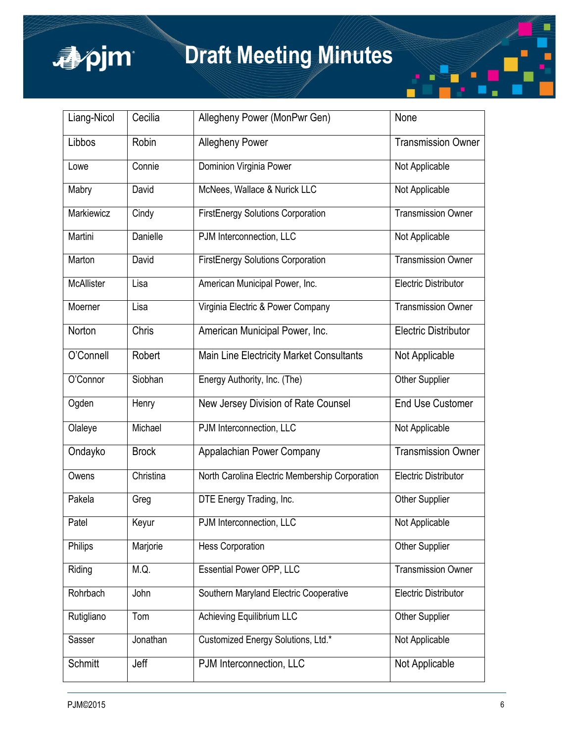| Liang-Nicol | Cecilia | Allegheny Power (MonPwr Gen) | None |
|---|---|---|---|
| Libbos | Robin | Allegheny Power | Transmission Owner |
| Lowe | Connie | Dominion Virginia Power | Not Applicable |
| Mabry | David | McNees, Wallace & Nurick LLC | Not Applicable |
| Markiewicz | Cindy | FirstEnergy Solutions Corporation | Transmission Owner |
| Martini | Danielle | PJM Interconnection, LLC | Not Applicable |
| Marton | David | FirstEnergy Solutions Corporation | Transmission Owner |
| McAllister | Lisa | American Municipal Power, Inc. | Electric Distributor |
| Moerner | Lisa | Virginia Electric & Power Company | Transmission Owner |
| Norton | Chris | American Municipal Power, Inc. | Electric Distributor |
| O'Connell | Robert | Main Line Electricity Market Consultants | Not Applicable |
| O'Connor | Siobhan | Energy Authority, Inc. (The) | Other Supplier |
| Ogden | Henry | New Jersey Division of Rate Counsel | End Use Customer |
| Olaleye | Michael | PJM Interconnection, LLC | Not Applicable |
| Ondayko | Brock | Appalachian Power Company | Transmission Owner |
| Owens | Christina | North Carolina Electric Membership Corporation | Electric Distributor |
| Pakela | Greg | DTE Energy Trading, Inc. | Other Supplier |
| Patel | Keyur | PJM Interconnection, LLC | Not Applicable |
| Philips | Marjorie | Hess Corporation | Other Supplier |
| Riding | M.Q. | Essential Power OPP, LLC | Transmission Owner |
| Rohrbach | John | Southern Maryland Electric Cooperative | Electric Distributor |
| Rutigliano | Tom | Achieving Equilibrium LLC | Other Supplier |
| Sasser | Jonathan | Customized Energy Solutions, Ltd.* | Not Applicable |
| Schmitt | Jeff | PJM Interconnection, LLC | Not Applicable |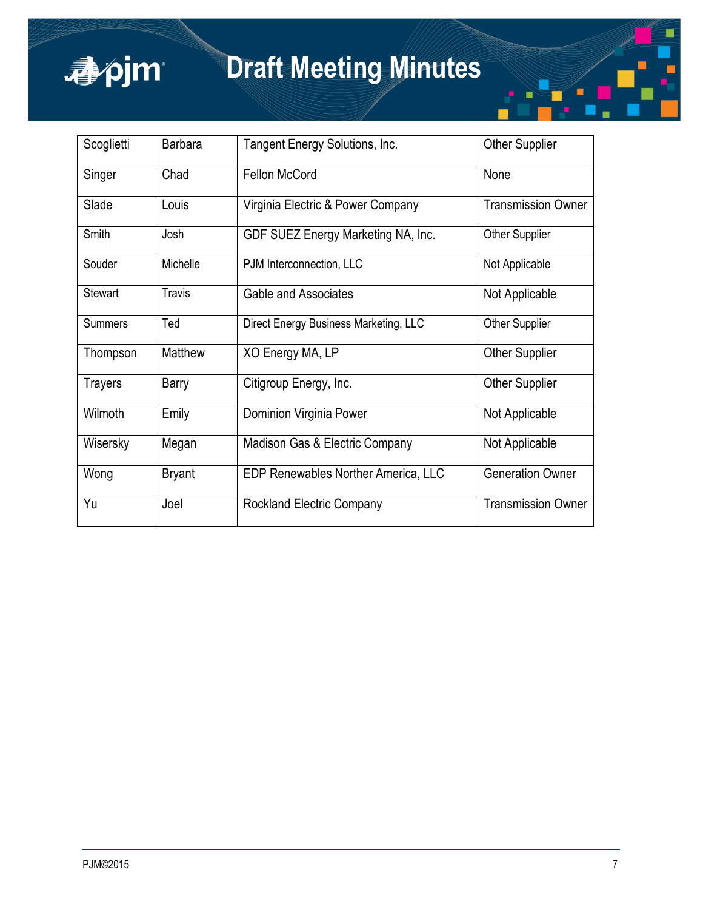| | | | |
|---|---|---|---|
| Scoglietti | Barbara | Tangent Energy Solutions, Inc. | Other Supplier |
| Singer | Chad | Fellon McCord | None |
| Slade | Louis | Virginia Electric & Power Company | Transmission Owner |
| Smith | Josh | GDF SUEZ Energy Marketing NA, Inc. | Other Supplier |
| Souder | Michelle | PJM Interconnection, LLC | Not Applicable |
| Stewart | Travis | Gable and Associates | Not Applicable |
| Summers | Ted | Direct Energy Business Marketing, LLC | Other Supplier |
| Thompson | Matthew | XO Energy MA, LP | Other Supplier |
| Trayers | Barry | Citigroup Energy, Inc. | Other Supplier |
| Wilmoth | Emily | Dominion Virginia Power | Not Applicable |
| Wisersky | Megan | Madison Gas & Electric Company | Not Applicable |
| Wong | Bryant | EDP Renewables Norther America, LLC | Generation Owner |
| Yu | Joel | Rockland Electric Company | Transmission Owner |